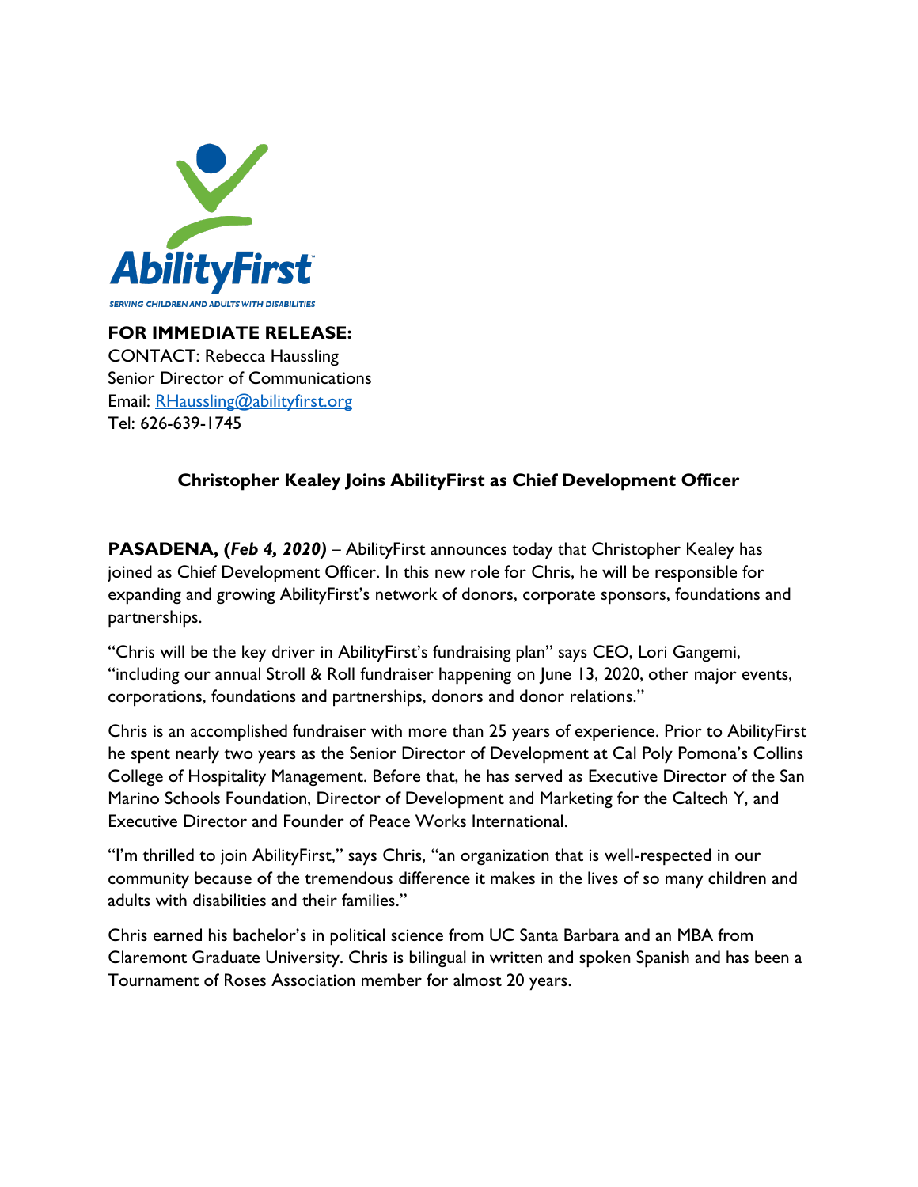AbilityFirst

SERVING CHILDREN AND ADULTS WITH DISABILITIES

**FOR IMMEDIATE RELEASE:**
CONTACT: Rebecca Haussling
Senior Director of Communications
Email: RHaussling@abilityfirst.org
Tel: 626-639-1745

## Christopher Kealey Joins AbilityFirst as Chief Development Officer

**PASADENA, (*Feb 4, 2020*)** – AbilityFirst announces today that Christopher Kealey has joined as Chief Development Officer. In this new role for Chris, he will be responsible for expanding and growing AbilityFirst's network of donors, corporate sponsors, foundations and partnerships.

"Chris will be the key driver in AbilityFirst's fundraising plan" says CEO, Lori Gangemi, "including our annual Stroll & Roll fundraiser happening on June 13, 2020, other major events, corporations, foundations and partnerships, donors and donor relations."

Chris is an accomplished fundraiser with more than 25 years of experience. Prior to AbilityFirst he spent nearly two years as the Senior Director of Development at Cal Poly Pomona's Collins College of Hospitality Management. Before that, he has served as Executive Director of the San Marino Schools Foundation, Director of Development and Marketing for the Caltech Y, and Executive Director and Founder of Peace Works International.

"I'm thrilled to join AbilityFirst," says Chris, "an organization that is well-respected in our community because of the tremendous difference it makes in the lives of so many children and adults with disabilities and their families."

Chris earned his bachelor's in political science from UC Santa Barbara and an MBA from Claremont Graduate University. Chris is bilingual in written and spoken Spanish and has been a Tournament of Roses Association member for almost 20 years.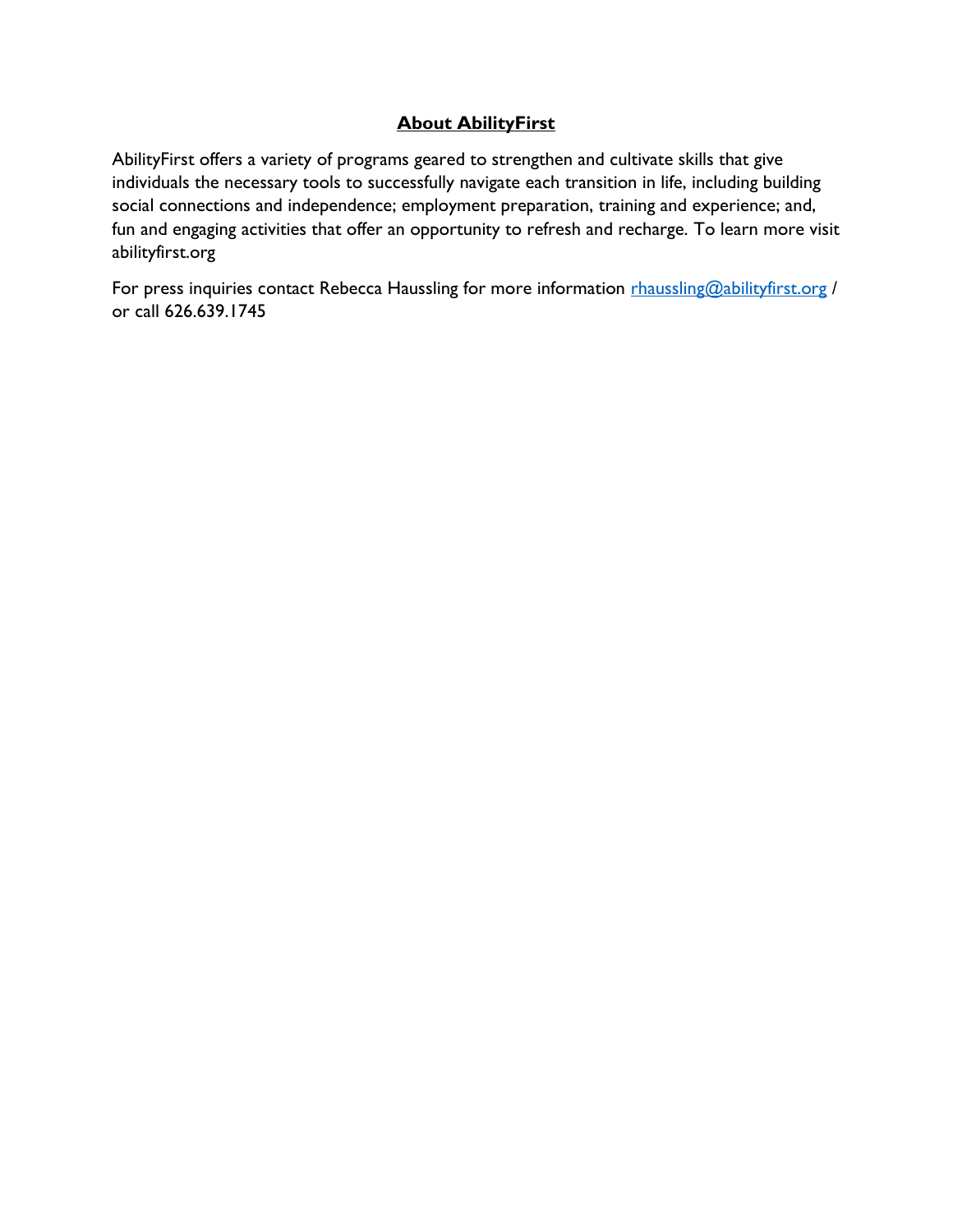## **About AbilityFirst**

AbilityFirst offers a variety of programs geared to strengthen and cultivate skills that give individuals the necessary tools to successfully navigate each transition in life, including building social connections and independence; employment preparation, training and experience; and, fun and engaging activities that offer an opportunity to refresh and recharge. To learn more visit abilityfirst.org

For press inquiries contact Rebecca Haussling for more information [rhaussling@abilityfirst.org](mailto:rhaussling@abilityfirst.org) / or call 626.639.1745